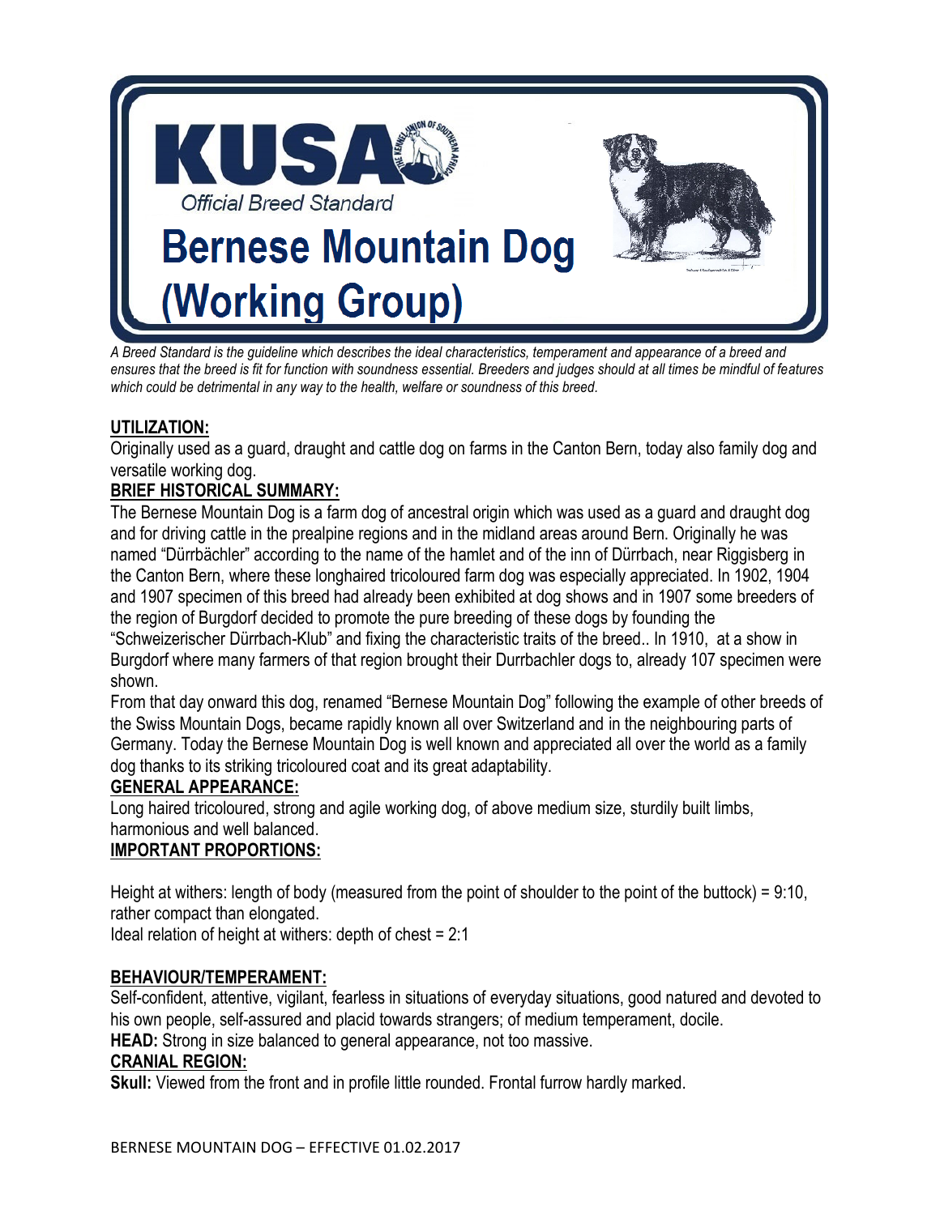# KUSA

Official Breed Standard

# Bernese Mountain Dog (Working Group)

*A Breed Standard is the guideline which describes the ideal characteristics, temperament and appearance of a breed and ensures that the breed is fit for function with soundness essential. Breeders and judges should at all times be mindful of features which could be detrimental in any way to the health, welfare or soundness of this breed.*

**UTILIZATION:**

Originally used as a guard, draught and cattle dog on farms in the Canton Bern, today also family dog and versatile working dog.

**BRIEF HISTORICAL SUMMARY:**

The Bernese Mountain Dog is a farm dog of ancestral origin which was used as a guard and draught dog and for driving cattle in the prealpine regions and in the midland areas around Bern. Originally he was named "Dürrbächler" according to the name of the hamlet and of the inn of Dürrbach, near Riggisberg in the Canton Bern, where these longhaired tricoloured farm dog was especially appreciated. In 1902, 1904 and 1907 specimen of this breed had already been exhibited at dog shows and in 1907 some breeders of the region of Burgdorf decided to promote the pure breeding of these dogs by founding the "Schweizerischer Dürrbach-Klub" and fixing the characteristic traits of the breed.. In 1910, at a show in Burgdorf where many farmers of that region brought their Durrbachler dogs to, already 107 specimen were shown.

From that day onward this dog, renamed "Bernese Mountain Dog" following the example of other breeds of the Swiss Mountain Dogs, became rapidly known all over Switzerland and in the neighbouring parts of Germany. Today the Bernese Mountain Dog is well known and appreciated all over the world as a family dog thanks to its striking tricoloured coat and its great adaptability.

**GENERAL APPEARANCE:**

Long haired tricoloured, strong and agile working dog, of above medium size, sturdily built limbs, harmonious and well balanced.

**IMPORTANT PROPORTIONS:**

Height at withers: length of body (measured from the point of shoulder to the point of the buttock) = 9:10, rather compact than elongated.

Ideal relation of height at withers: depth of chest = 2:1

**BEHAVIOUR/TEMPERAMENT:**

Self-confident, attentive, vigilant, fearless in situations of everyday situations, good natured and devoted to his own people, self-assured and placid towards strangers; of medium temperament, docile.

**HEAD:** Strong in size balanced to general appearance, not too massive.

**CRANIAL REGION:**

**Skull:** Viewed from the front and in profile little rounded. Frontal furrow hardly marked.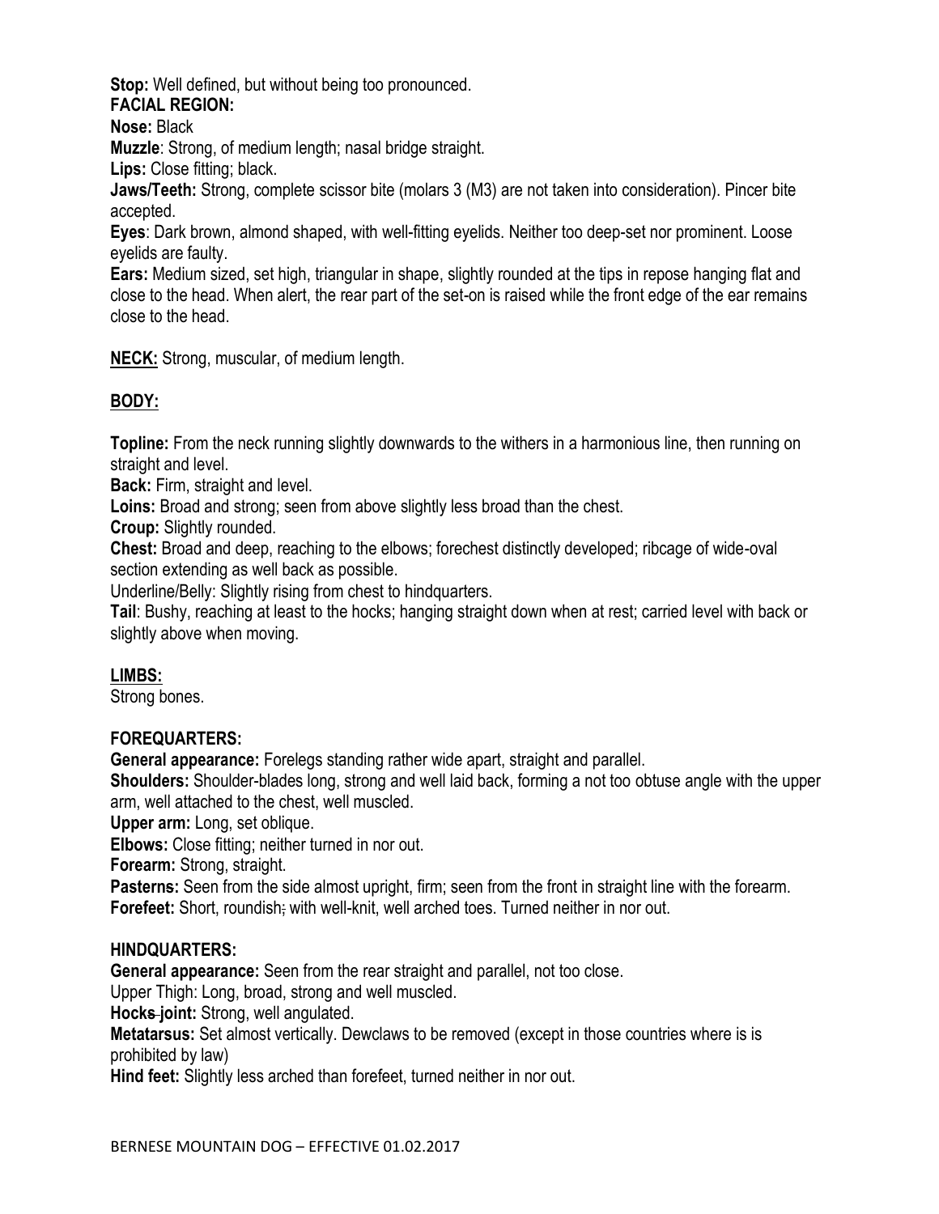**Stop:** Well defined, but without being too pronounced.

**FACIAL REGION:**

**Nose:** Black

**Muzzle**: Strong, of medium length; nasal bridge straight.

**Lips:** Close fitting; black.

**Jaws/Teeth:** Strong, complete scissor bite (molars 3 (M3) are not taken into consideration). Pincer bite accepted.

**Eyes**: Dark brown, almond shaped, with well-fitting eyelids. Neither too deep-set nor prominent. Loose eyelids are faulty.

**Ears:** Medium sized, set high, triangular in shape, slightly rounded at the tips in repose hanging flat and close to the head. When alert, the rear part of the set-on is raised while the front edge of the ear remains close to the head.

**NECK:** Strong, muscular, of medium length.

**BODY:**

**Topline:** From the neck running slightly downwards to the withers in a harmonious line, then running on straight and level.

**Back:** Firm, straight and level.

**Loins:** Broad and strong; seen from above slightly less broad than the chest.

**Croup:** Slightly rounded.

**Chest:** Broad and deep, reaching to the elbows; forechest distinctly developed; ribcage of wide-oval section extending as well back as possible.

Underline/Belly: Slightly rising from chest to hindquarters.

**Tail**: Bushy, reaching at least to the hocks; hanging straight down when at rest; carried level with back or slightly above when moving.

**LIMBS:**

Strong bones.

**FOREQUARTERS:**

**General appearance:** Forelegs standing rather wide apart, straight and parallel.

**Shoulders:** Shoulder-blades long, strong and well laid back, forming a not too obtuse angle with the upper arm, well attached to the chest, well muscled.

**Upper arm:** Long, set oblique.

**Elbows:** Close fitting; neither turned in nor out.

**Forearm:** Strong, straight.

**Pasterns:** Seen from the side almost upright, firm; seen from the front in straight line with the forearm.

**Forefeet:** Short, roundish, with well-knit, well arched toes. Turned neither in nor out.

**HINDQUARTERS:**

**General appearance:** Seen from the rear straight and parallel, not too close.

Upper Thigh: Long, broad, strong and well muscled.

**Hocks joint:** Strong, well angulated.

**Metatarsus:** Set almost vertically. Dewclaws to be removed (except in those countries where is is prohibited by law)

**Hind feet:** Slightly less arched than forefeet, turned neither in nor out.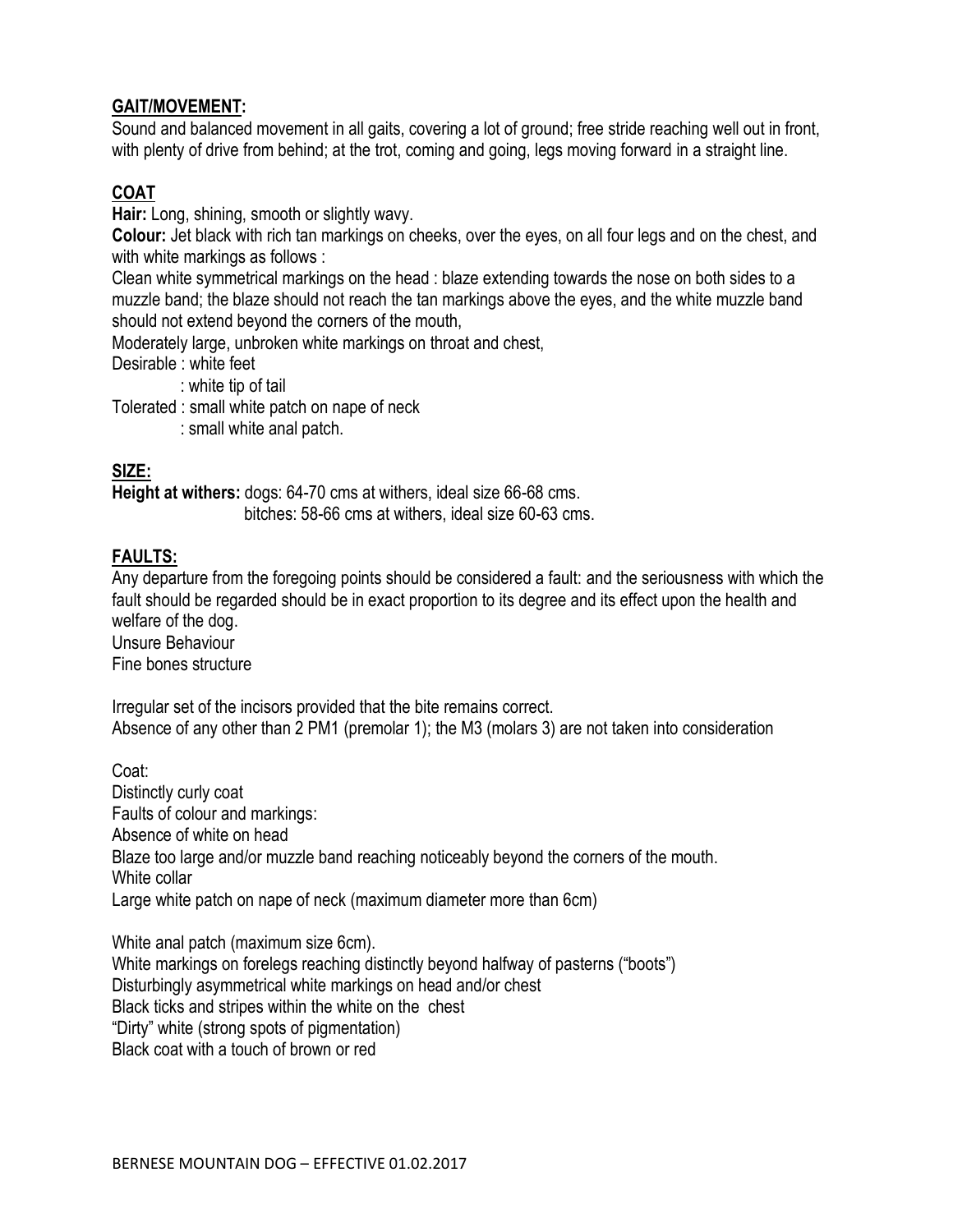## GAIT/MOVEMENT:

Sound and balanced movement in all gaits, covering a lot of ground; free stride reaching well out in front, with plenty of drive from behind; at the trot, coming and going, legs moving forward in a straight line.

## COAT

**Hair:** Long, shining, smooth or slightly wavy.

**Colour:** Jet black with rich tan markings on cheeks, over the eyes, on all four legs and on the chest, and with white markings as follows :

Clean white symmetrical markings on the head : blaze extending towards the nose on both sides to a muzzle band; the blaze should not reach the tan markings above the eyes, and the white muzzle band should not extend beyond the corners of the mouth,

Moderately large, unbroken white markings on throat and chest,

Desirable : white feet

: white tip of tail

Tolerated : small white patch on nape of neck

: small white anal patch.

## SIZE:

**Height at withers:** dogs: 64-70 cms at withers, ideal size 66-68 cms.

bitches: 58-66 cms at withers, ideal size 60-63 cms.

## FAULTS:

Any departure from the foregoing points should be considered a fault: and the seriousness with which the fault should be regarded should be in exact proportion to its degree and its effect upon the health and welfare of the dog.

Unsure Behaviour

Fine bones structure

Irregular set of the incisors provided that the bite remains correct.

Absence of any other than 2 PM1 (premolar 1); the M3 (molars 3) are not taken into consideration

Coat:

Distinctly curly coat

Faults of colour and markings:

Absence of white on head

Blaze too large and/or muzzle band reaching noticeably beyond the corners of the mouth.

White collar

Large white patch on nape of neck (maximum diameter more than 6cm)

White anal patch (maximum size 6cm).

White markings on forelegs reaching distinctly beyond halfway of pasterns ("boots")

Disturbingly asymmetrical white markings on head and/or chest

Black ticks and stripes within the white on the chest

"Dirty" white (strong spots of pigmentation)

Black coat with a touch of brown or red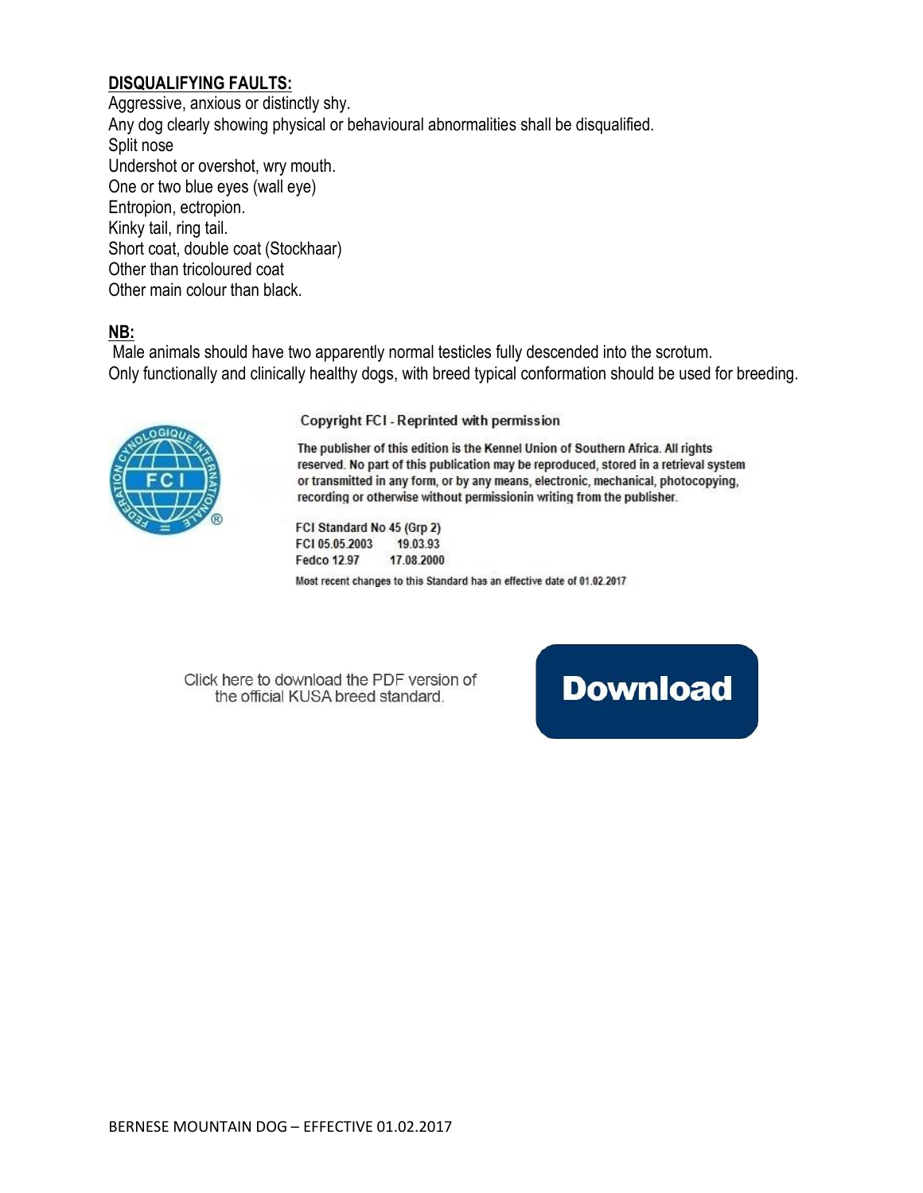**DISQUALIFYING FAULTS:**

Aggressive, anxious or distinctly shy.
Any dog clearly showing physical or behavioural abnormalities shall be disqualified.
Split nose
Undershot or overshot, wry mouth.
One or two blue eyes (wall eye)
Entropion, ectropion.
Kinky tail, ring tail.
Short coat, double coat (Stockhaar)
Other than tricoloured coat
Other main colour than black.

**NB:**

Male animals should have two apparently normal testicles fully descended into the scrotum.
Only functionally and clinically healthy dogs, with breed typical conformation should be used for breeding.

Copyright FCI - Reprinted with permission

The publisher of this edition is the Kennel Union of Southern Africa. All rights reserved. No part of this publication may be reproduced, stored in a retrieval system or transmitted in any form, or by any means, electronic, mechanical, photocopying, recording or otherwise without permissionin writing from the publisher.

FCI Standard No 45 (Grp 2)
FCI 05.05.2003 19.03.93
Fedco 12.97 17.08.2000

Most recent changes to this Standard has an effective date of 01.02.2017

Click here to download the PDF version of the official KUSA breed standard.

Download